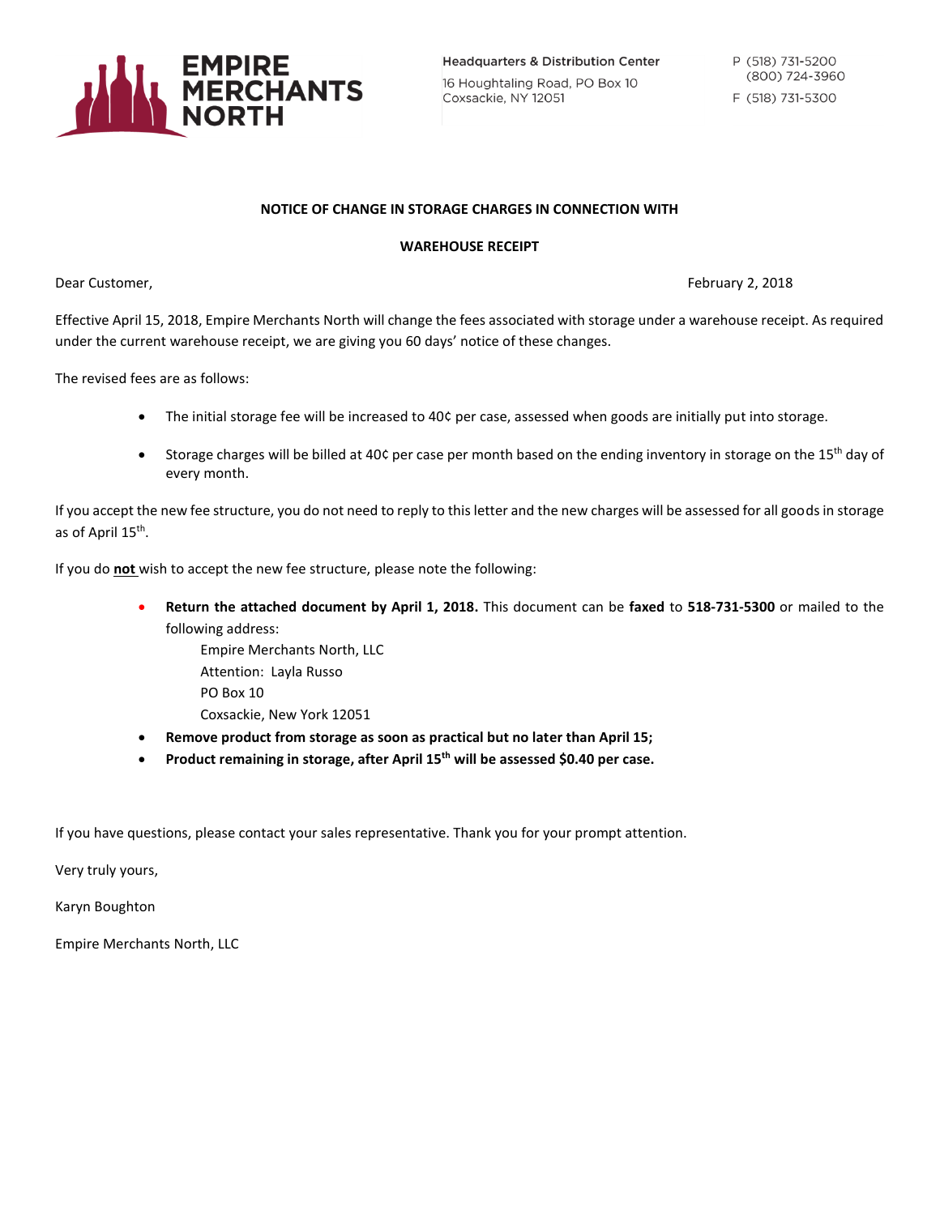**EMPIRE MERCHANTS NORTH**

Headquarters & Distribution Center
16 Houghtaling Road, PO Box 10
Coxsackie, NY 12051

P (518) 731-5200
(800) 724-3960
F (518) 731-5300

**NOTICE OF CHANGE IN STORAGE CHARGES IN CONNECTION WITH**

**WAREHOUSE RECEIPT**

Dear Customer,

February 2, 2018

Effective April 15, 2018, Empire Merchants North will change the fees associated with storage under a warehouse receipt. As required under the current warehouse receipt, we are giving you 60 days' notice of these changes.

The revised fees are as follows:

- The initial storage fee will be increased to 40¢ per case, assessed when goods are initially put into storage.
- Storage charges will be billed at 40¢ per case per month based on the ending inventory in storage on the 15th day of every month.

If you accept the new fee structure, you do not need to reply to this letter and the new charges will be assessed for all goods in storage as of April 15th.

If you do **not** wish to accept the new fee structure, please note the following:

- **Return the attached document by April 1, 2018.** This document can be **faxed** to **518-731-5300** or mailed to the following address:
  Empire Merchants North, LLC
  Attention: Layla Russo
  PO Box 10
  Coxsackie, New York 12051
- **Remove product from storage as soon as practical but no later than April 15;**
- **Product remaining in storage, after April 15th will be assessed $0.40 per case.**

If you have questions, please contact your sales representative. Thank you for your prompt attention.

Very truly yours,

Karyn Boughton

Empire Merchants North, LLC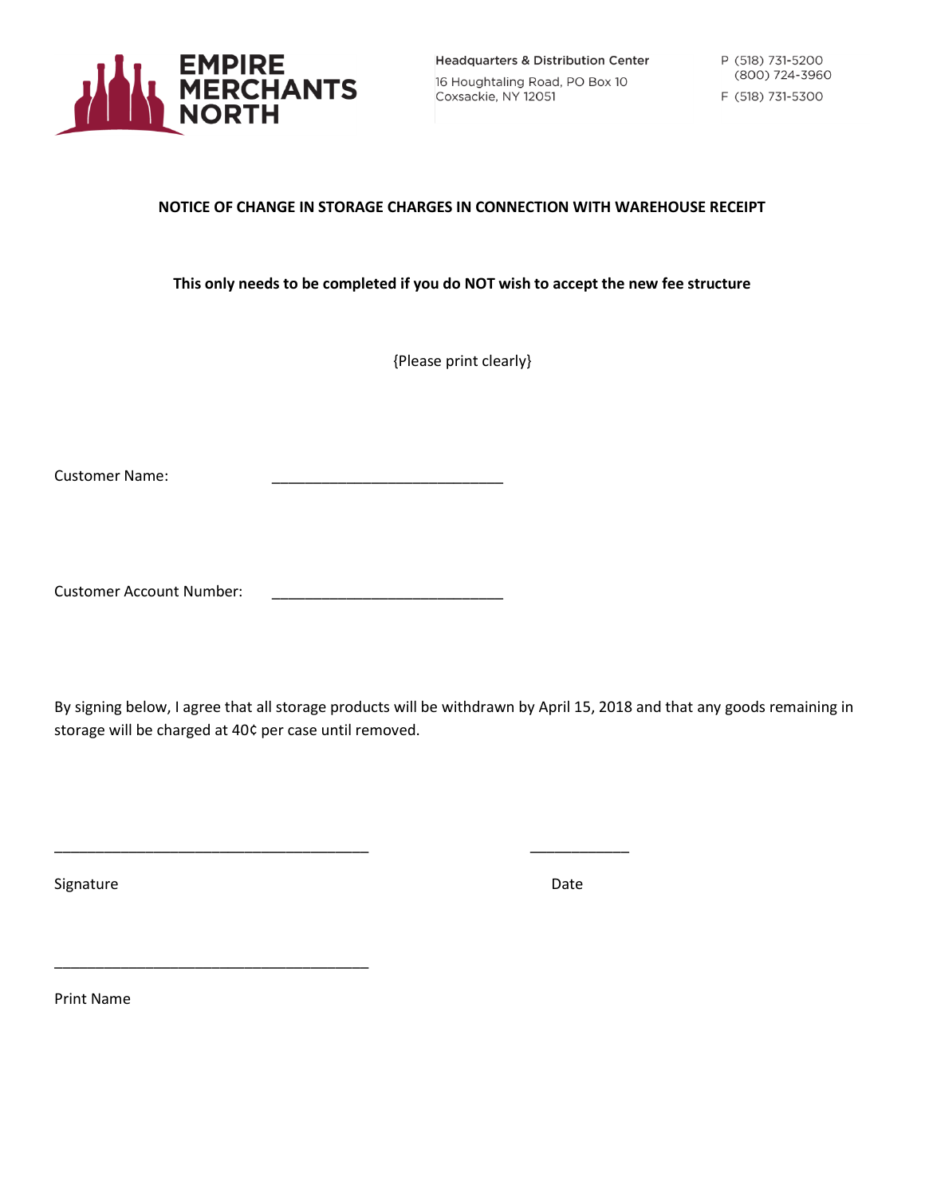EMPIRE MERCHANTS NORTH

Headquarters & Distribution Center
16 Houghtaling Road, PO Box 10
Coxsackie, NY 12051

P (518) 731-5200
(800) 724-3960
F (518) 731-5300

**NOTICE OF CHANGE IN STORAGE CHARGES IN CONNECTION WITH WAREHOUSE RECEIPT**

**This only needs to be completed if you do NOT wish to accept the new fee structure**

{Please print clearly}

Customer Name: ____________________________

Customer Account Number: ____________________________

By signing below, I agree that all storage products will be withdrawn by April 15, 2018 and that any goods remaining in storage will be charged at 40¢ per case until removed.

______________________________________ ____________

Signature Date

______________________________________

Print Name